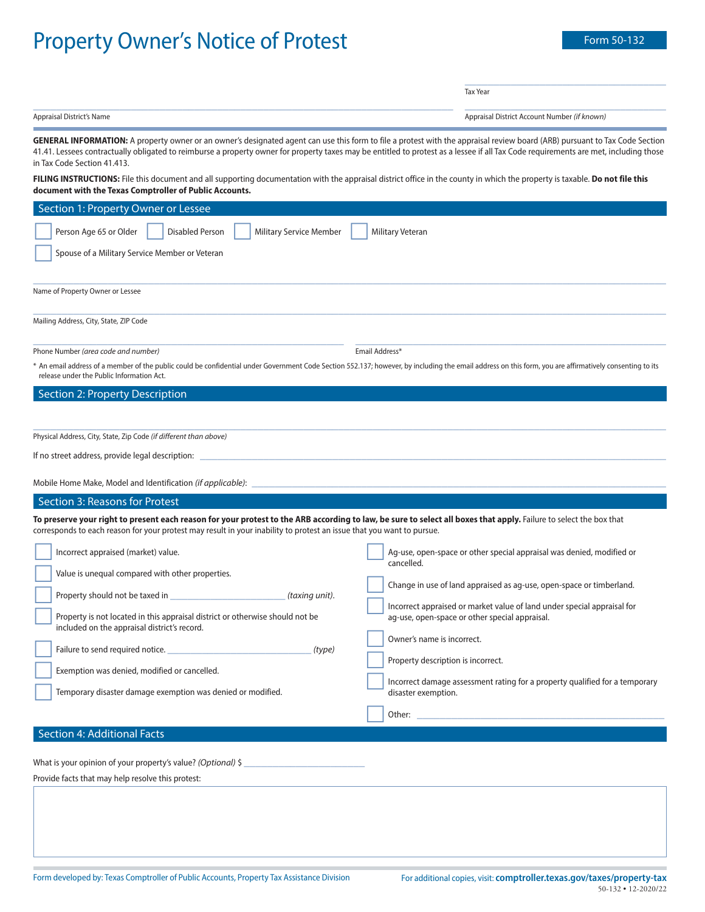# Property Owner's Notice of Protest

**Form 50-132**

Tax Year ____________________

Appraisal District's Name ____________________

Appraisal District Account Number *(if known)* ____________________

**GENERAL INFORMATION:** A property owner or an owner's designated agent can use this form to file a protest with the appraisal review board (ARB) pursuant to Tax Code Section 41.41. Lessees contractually obligated to reimburse a property owner for property taxes may be entitled to protest as a lessee if all Tax Code requirements are met, including those in Tax Code Section 41.413.

**FILING INSTRUCTIONS:** File this document and all supporting documentation with the appraisal district office in the county in which the property is taxable. **Do not file this document with the Texas Comptroller of Public Accounts.**

## Section 1: Property Owner or Lessee

☐ Person Age 65 or Older ☐ Disabled Person ☐ Military Service Member ☐ Military Veteran

☐ Spouse of a Military Service Member or Veteran

Name of Property Owner or Lessee ____________________

Mailing Address, City, State, ZIP Code ____________________

Phone Number *(area code and number)* ____________________

Email Address* ____________________

\* An email address of a member of the public could be confidential under Government Code Section 552.137; however, by including the email address on this form, you are affirmatively consenting to its release under the Public Information Act.

## Section 2: Property Description

Physical Address, City, State, Zip Code *(if different than above)* ____________________

If no street address, provide legal description: ____________________

Mobile Home Make, Model and Identification *(if applicable)*: ____________________

## Section 3: Reasons for Protest

**To preserve your right to present each reason for your protest to the ARB according to law, be sure to select all boxes that apply.** Failure to select the box that corresponds to each reason for your protest may result in your inability to protest an issue that you want to pursue.

☐ Incorrect appraised (market) value.

☐ Value is unequal compared with other properties.

☐ Property should not be taxed in ____________________ *(taxing unit)*.

☐ Property is not located in this appraisal district or otherwise should not be included on the appraisal district's record.

☐ Failure to send required notice. ____________________ *(type)*

☐ Exemption was denied, modified or cancelled.

☐ Temporary disaster damage exemption was denied or modified.

☐ Ag-use, open-space or other special appraisal was denied, modified or cancelled.

☐ Change in use of land appraised as ag-use, open-space or timberland.

☐ Incorrect appraised or market value of land under special appraisal for ag-use, open-space or other special appraisal.

☐ Owner's name is incorrect.

☐ Property description is incorrect.

☐ Incorrect damage assessment rating for a property qualified for a temporary disaster exemption.

☐ Other: ____________________

## Section 4: Additional Facts

What is your opinion of your property's value? *(Optional)* $ ____________________

Provide facts that may help resolve this protest:

Form developed by: Texas Comptroller of Public Accounts, Property Tax Assistance Division

For additional copies, visit: **comptroller.texas.gov/taxes/property-tax**

50-132 • 12-2020/22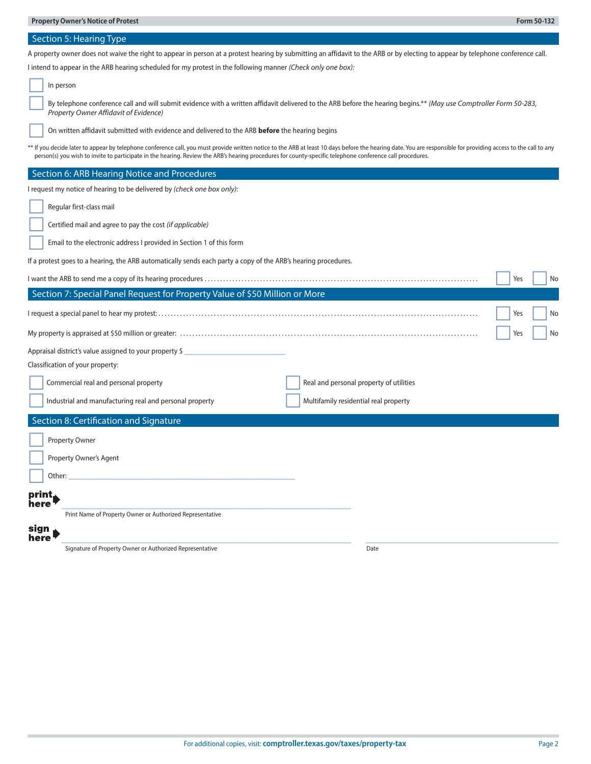## Section 5: Hearing Type

A property owner does not waive the right to appear in person at a protest hearing by submitting an affidavit to the ARB or by electing to appear by telephone conference call.

I intend to appear in the ARB hearing scheduled for my protest in the following manner *(Check only one box):*

- ☐ In person
- ☐ By telephone conference call and will submit evidence with a written affidavit delivered to the ARB before the hearing begins.\*\* *(May use Comptroller Form 50-283, Property Owner Affidavit of Evidence)*
- ☐ On written affidavit submitted with evidence and delivered to the ARB **before** the hearing begins

\*\* If you decide later to appear by telephone conference call, you must provide written notice to the ARB at least 10 days before the hearing date. You are responsible for providing access to the call to any person(s) you wish to invite to participate in the hearing. Review the ARB's hearing procedures for county-specific telephone conference call procedures.

## Section 6: ARB Hearing Notice and Procedures

I request my notice of hearing to be delivered by *(check one box only)*:

- ☐ Regular first-class mail
- ☐ Certified mail and agree to pay the cost *(if applicable)*
- ☐ Email to the electronic address I provided in Section 1 of this form

If a protest goes to a hearing, the ARB automatically sends each party a copy of the ARB's hearing procedures.

I want the ARB to send me a copy of its hearing procedures .......... ☐ Yes ☐ No

## Section 7: Special Panel Request for Property Value of $50 Million or More

I request a special panel to hear my protest: .......... ☐ Yes ☐ No

My property is appraised at $50 million or greater: .......... ☐ Yes ☐ No

Appraisal district's value assigned to your property $ ____________________

Classification of your property:

- ☐ Commercial real and personal property
- ☐ Real and personal property of utilities
- ☐ Industrial and manufacturing real and personal property
- ☐ Multifamily residential real property

## Section 8: Certification and Signature

- ☐ Property Owner
- ☐ Property Owner's Agent
- ☐ Other: ____________________

**print here** ____________________

Print Name of Property Owner or Authorized Representative

**sign here** ____________________ ____________________

Signature of Property Owner or Authorized Representative Date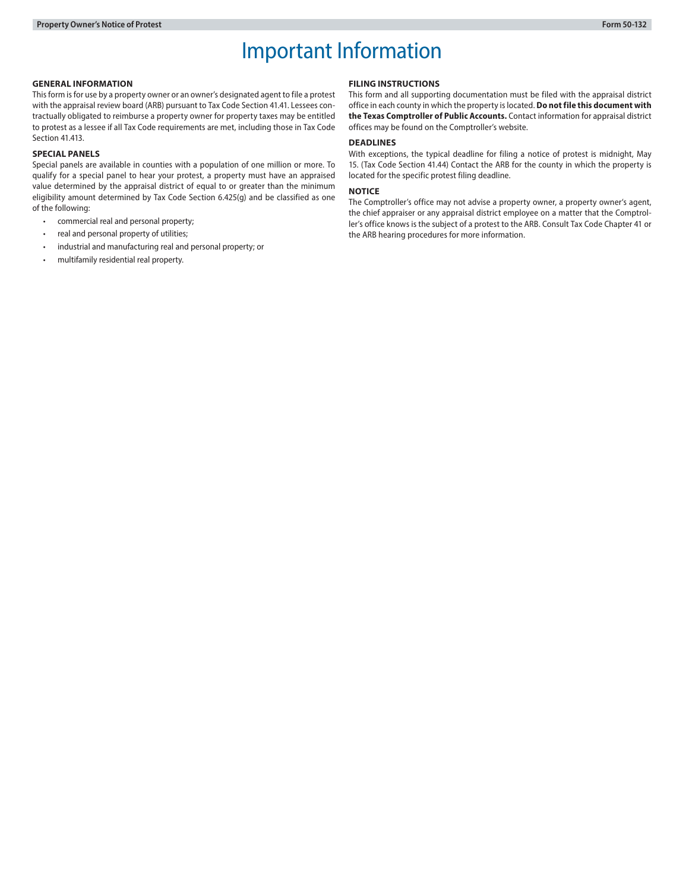# Important Information

## GENERAL INFORMATION

This form is for use by a property owner or an owner's designated agent to file a protest with the appraisal review board (ARB) pursuant to Tax Code Section 41.41. Lessees contractually obligated to reimburse a property owner for property taxes may be entitled to protest as a lessee if all Tax Code requirements are met, including those in Tax Code Section 41.413.

## SPECIAL PANELS

Special panels are available in counties with a population of one million or more. To qualify for a special panel to hear your protest, a property must have an appraised value determined by the appraisal district of equal to or greater than the minimum eligibility amount determined by Tax Code Section 6.425(g) and be classified as one of the following:

- commercial real and personal property;
- real and personal property of utilities;
- industrial and manufacturing real and personal property; or
- multifamily residential real property.

## FILING INSTRUCTIONS

This form and all supporting documentation must be filed with the appraisal district office in each county in which the property is located. **Do not file this document with the Texas Comptroller of Public Accounts.** Contact information for appraisal district offices may be found on the Comptroller's website.

## DEADLINES

With exceptions, the typical deadline for filing a notice of protest is midnight, May 15. (Tax Code Section 41.44) Contact the ARB for the county in which the property is located for the specific protest filing deadline.

## NOTICE

The Comptroller's office may not advise a property owner, a property owner's agent, the chief appraiser or any appraisal district employee on a matter that the Comptroller's office knows is the subject of a protest to the ARB. Consult Tax Code Chapter 41 or the ARB hearing procedures for more information.